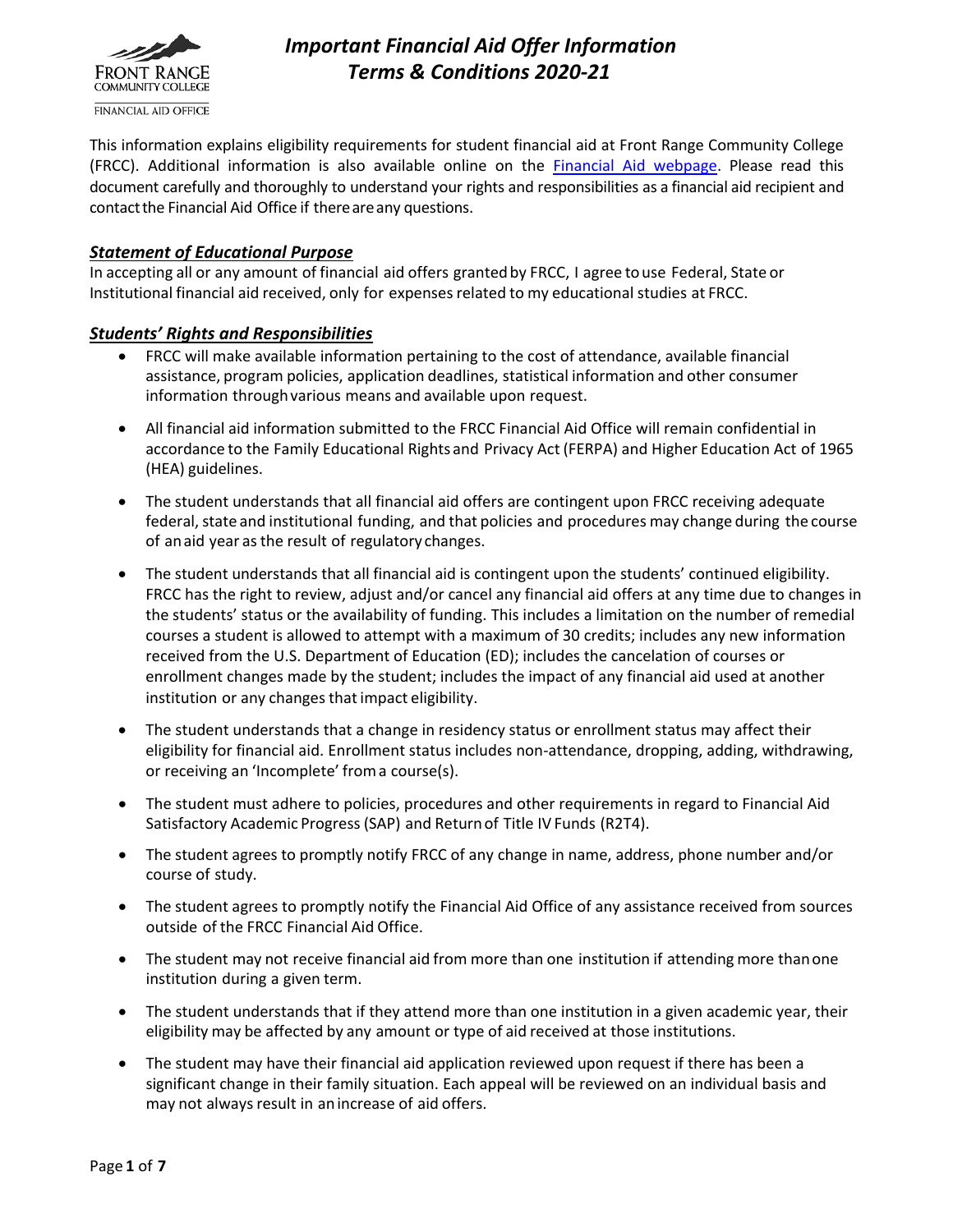FRONT RANGE COMMUNITY COLLEGE

FINANCIAL AID OFFICE

# *Important Financial Aid Offer Information Terms & Conditions 2020-21*

This information explains eligibility requirements for student financial aid at Front Range Community College (FRCC). Additional information is also available online on the [Financial Aid webpage](). Please read this document carefully and thoroughly to understand your rights and responsibilities as a financial aid recipient and contact the Financial Aid Office if there are any questions.

## ***Statement of Educational Purpose***

In accepting all or any amount of financial aid offers granted by FRCC, I agree to use Federal, State or Institutional financial aid received, only for expenses related to my educational studies at FRCC.

## ***Students' Rights and Responsibilities***

- FRCC will make available information pertaining to the cost of attendance, available financial assistance, program policies, application deadlines, statistical information and other consumer information through various means and available upon request.
- All financial aid information submitted to the FRCC Financial Aid Office will remain confidential in accordance to the Family Educational Rights and Privacy Act (FERPA) and Higher Education Act of 1965 (HEA) guidelines.
- The student understands that all financial aid offers are contingent upon FRCC receiving adequate federal, state and institutional funding, and that policies and procedures may change during the course of an aid year as the result of regulatory changes.
- The student understands that all financial aid is contingent upon the students' continued eligibility. FRCC has the right to review, adjust and/or cancel any financial aid offers at any time due to changes in the students' status or the availability of funding. This includes a limitation on the number of remedial courses a student is allowed to attempt with a maximum of 30 credits; includes any new information received from the U.S. Department of Education (ED); includes the cancelation of courses or enrollment changes made by the student; includes the impact of any financial aid used at another institution or any changes that impact eligibility.
- The student understands that a change in residency status or enrollment status may affect their eligibility for financial aid. Enrollment status includes non-attendance, dropping, adding, withdrawing, or receiving an 'Incomplete' from a course(s).
- The student must adhere to policies, procedures and other requirements in regard to Financial Aid Satisfactory Academic Progress (SAP) and Return of Title IV Funds (R2T4).
- The student agrees to promptly notify FRCC of any change in name, address, phone number and/or course of study.
- The student agrees to promptly notify the Financial Aid Office of any assistance received from sources outside of the FRCC Financial Aid Office.
- The student may not receive financial aid from more than one institution if attending more than one institution during a given term.
- The student understands that if they attend more than one institution in a given academic year, their eligibility may be affected by any amount or type of aid received at those institutions.
- The student may have their financial aid application reviewed upon request if there has been a significant change in their family situation. Each appeal will be reviewed on an individual basis and may not always result in an increase of aid offers.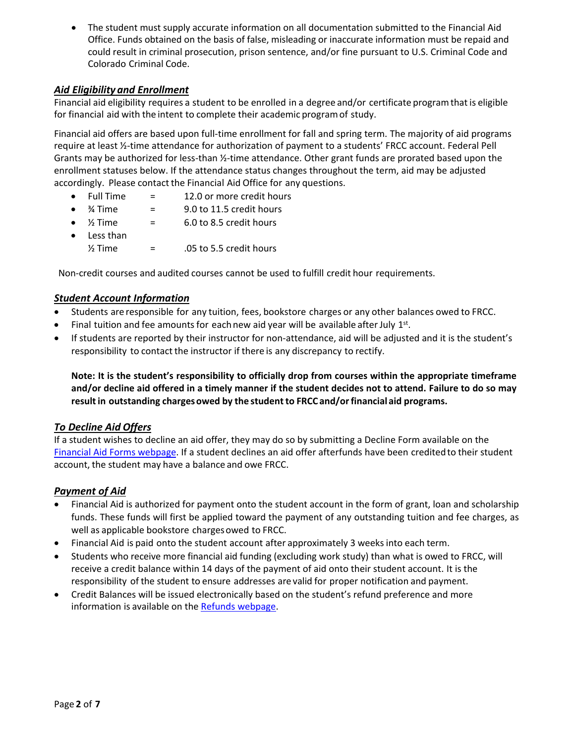- The student must supply accurate information on all documentation submitted to the Financial Aid Office. Funds obtained on the basis of false, misleading or inaccurate information must be repaid and could result in criminal prosecution, prison sentence, and/or fine pursuant to U.S. Criminal Code and Colorado Criminal Code.

### ***Aid Eligibility and Enrollment***

Financial aid eligibility requires a student to be enrolled in a degree and/or certificate program that is eligible for financial aid with the intent to complete their academic program of study.

Financial aid offers are based upon full-time enrollment for fall and spring term. The majority of aid programs require at least ½-time attendance for authorization of payment to a students' FRCC account. Federal Pell Grants may be authorized for less-than ½-time attendance. Other grant funds are prorated based upon the enrollment statuses below. If the attendance status changes throughout the term, aid may be adjusted accordingly. Please contact the Financial Aid Office for any questions.

- Full Time = 12.0 or more credit hours
- ¾ Time = 9.0 to 11.5 credit hours
- ½ Time = 6.0 to 8.5 credit hours
- Less than ½ Time = .05 to 5.5 credit hours

Non-credit courses and audited courses cannot be used to fulfill credit hour requirements.

### ***Student Account Information***

- Students are responsible for any tuition, fees, bookstore charges or any other balances owed to FRCC.
- Final tuition and fee amounts for each new aid year will be available after July 1st.
- If students are reported by their instructor for non-attendance, aid will be adjusted and it is the student's responsibility to contact the instructor if there is any discrepancy to rectify.

**Note: It is the student's responsibility to officially drop from courses within the appropriate timeframe and/or decline aid offered in a timely manner if the student decides not to attend. Failure to do so may result in outstanding charges owed by the student to FRCC and/or financial aid programs.**

### ***To Decline Aid Offers***

If a student wishes to decline an aid offer, they may do so by submitting a Decline Form available on the [Financial Aid Forms webpage](). If a student declines an aid offer after funds have been credited to their student account, the student may have a balance and owe FRCC.

### ***Payment of Aid***

- Financial Aid is authorized for payment onto the student account in the form of grant, loan and scholarship funds. These funds will first be applied toward the payment of any outstanding tuition and fee charges, as well as applicable bookstore charges owed to FRCC.
- Financial Aid is paid onto the student account after approximately 3 weeks into each term.
- Students who receive more financial aid funding (excluding work study) than what is owed to FRCC, will receive a credit balance within 14 days of the payment of aid onto their student account. It is the responsibility of the student to ensure addresses are valid for proper notification and payment.
- Credit Balances will be issued electronically based on the student's refund preference and more information is available on the [Refunds webpage]().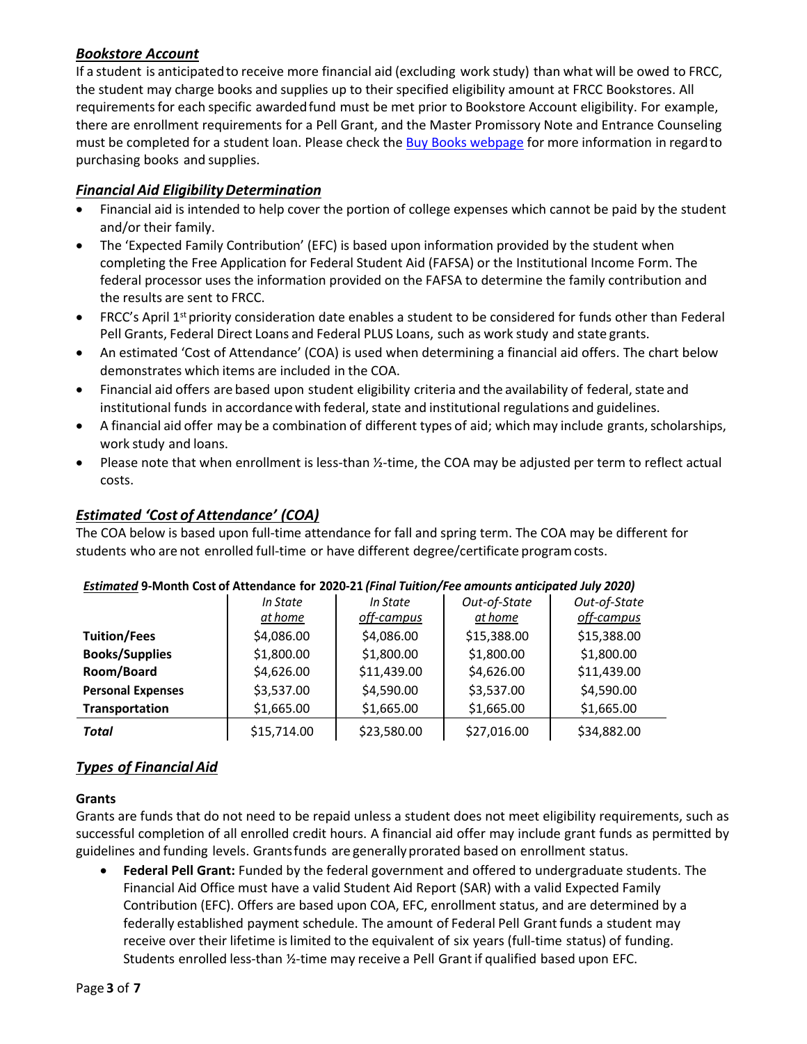## *Bookstore Account*

If a student is anticipated to receive more financial aid (excluding work study) than what will be owed to FRCC, the student may charge books and supplies up to their specified eligibility amount at FRCC Bookstores. All requirements for each specific awarded fund must be met prior to Bookstore Account eligibility. For example, there are enrollment requirements for a Pell Grant, and the Master Promissory Note and Entrance Counseling must be completed for a student loan. Please check the Buy Books webpage for more information in regard to purchasing books and supplies.

## *Financial Aid Eligibility Determination*

- Financial aid is intended to help cover the portion of college expenses which cannot be paid by the student and/or their family.
- The 'Expected Family Contribution' (EFC) is based upon information provided by the student when completing the Free Application for Federal Student Aid (FAFSA) or the Institutional Income Form. The federal processor uses the information provided on the FAFSA to determine the family contribution and the results are sent to FRCC.
- FRCC's April 1st priority consideration date enables a student to be considered for funds other than Federal Pell Grants, Federal Direct Loans and Federal PLUS Loans, such as work study and state grants.
- An estimated 'Cost of Attendance' (COA) is used when determining a financial aid offers. The chart below demonstrates which items are included in the COA.
- Financial aid offers are based upon student eligibility criteria and the availability of federal, state and institutional funds in accordance with federal, state and institutional regulations and guidelines.
- A financial aid offer may be a combination of different types of aid; which may include grants, scholarships, work study and loans.
- Please note that when enrollment is less-than ½-time, the COA may be adjusted per term to reflect actual costs.

## *Estimated 'Cost of Attendance' (COA)*

The COA below is based upon full-time attendance for fall and spring term. The COA may be different for students who are not enrolled full-time or have different degree/certificate program costs.

***Estimated* 9-Month Cost of Attendance for 2020-21 *(Final Tuition/Fee amounts anticipated July 2020)***

| | *In State at home* | *In State off-campus* | *Out-of-State at home* | *Out-of-State off-campus* |
|---|---|---|---|---|
| **Tuition/Fees** | $4,086.00 | $4,086.00 | $15,388.00 | $15,388.00 |
| **Books/Supplies** | $1,800.00 | $1,800.00 | $1,800.00 | $1,800.00 |
| **Room/Board** | $4,626.00 | $11,439.00 | $4,626.00 | $11,439.00 |
| **Personal Expenses** | $3,537.00 | $4,590.00 | $3,537.00 | $4,590.00 |
| **Transportation** | $1,665.00 | $1,665.00 | $1,665.00 | $1,665.00 |
| ***Total*** | $15,714.00 | $23,580.00 | $27,016.00 | $34,882.00 |

## *Types of Financial Aid*

**Grants**

Grants are funds that do not need to be repaid unless a student does not meet eligibility requirements, such as successful completion of all enrolled credit hours. A financial aid offer may include grant funds as permitted by guidelines and funding levels. Grants funds are generally prorated based on enrollment status.

- **Federal Pell Grant:** Funded by the federal government and offered to undergraduate students. The Financial Aid Office must have a valid Student Aid Report (SAR) with a valid Expected Family Contribution (EFC). Offers are based upon COA, EFC, enrollment status, and are determined by a federally established payment schedule. The amount of Federal Pell Grant funds a student may receive over their lifetime is limited to the equivalent of six years (full-time status) of funding. Students enrolled less-than ½-time may receive a Pell Grant if qualified based upon EFC.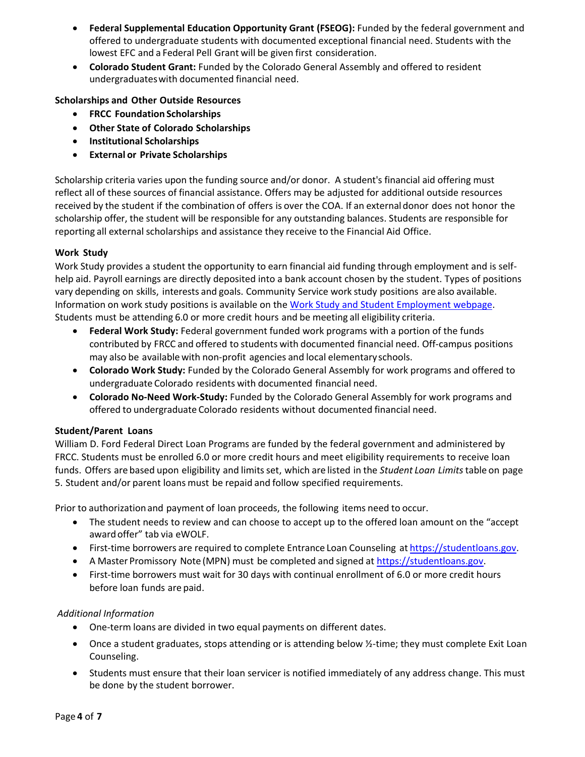- **Federal Supplemental Education Opportunity Grant (FSEOG):** Funded by the federal government and offered to undergraduate students with documented exceptional financial need. Students with the lowest EFC and a Federal Pell Grant will be given first consideration.
- **Colorado Student Grant:** Funded by the Colorado General Assembly and offered to resident undergraduates with documented financial need.

**Scholarships and Other Outside Resources**

- **FRCC Foundation Scholarships**
- **Other State of Colorado Scholarships**
- **Institutional Scholarships**
- **External or Private Scholarships**

Scholarship criteria varies upon the funding source and/or donor. A student's financial aid offering must reflect all of these sources of financial assistance. Offers may be adjusted for additional outside resources received by the student if the combination of offers is over the COA. If an external donor does not honor the scholarship offer, the student will be responsible for any outstanding balances. Students are responsible for reporting all external scholarships and assistance they receive to the Financial Aid Office.

**Work Study**

Work Study provides a student the opportunity to earn financial aid funding through employment and is self-help aid. Payroll earnings are directly deposited into a bank account chosen by the student. Types of positions vary depending on skills, interests and goals. Community Service work study positions are also available. Information on work study positions is available on the Work Study and Student Employment webpage. Students must be attending 6.0 or more credit hours and be meeting all eligibility criteria.

- **Federal Work Study:** Federal government funded work programs with a portion of the funds contributed by FRCC and offered to students with documented financial need. Off-campus positions may also be available with non-profit agencies and local elementary schools.
- **Colorado Work Study:** Funded by the Colorado General Assembly for work programs and offered to undergraduate Colorado residents with documented financial need.
- **Colorado No-Need Work-Study:** Funded by the Colorado General Assembly for work programs and offered to undergraduate Colorado residents without documented financial need.

**Student/Parent Loans**

William D. Ford Federal Direct Loan Programs are funded by the federal government and administered by FRCC. Students must be enrolled 6.0 or more credit hours and meet eligibility requirements to receive loan funds. Offers are based upon eligibility and limits set, which are listed in the *Student Loan Limits* table on page 5. Student and/or parent loans must be repaid and follow specified requirements.

Prior to authorization and payment of loan proceeds, the following items need to occur.

- The student needs to review and can choose to accept up to the offered loan amount on the "accept award offer" tab via eWOLF.
- First-time borrowers are required to complete Entrance Loan Counseling at https://studentloans.gov.
- A Master Promissory Note (MPN) must be completed and signed at https://studentloans.gov.
- First-time borrowers must wait for 30 days with continual enrollment of 6.0 or more credit hours before loan funds are paid.

*Additional Information*

- One-term loans are divided in two equal payments on different dates.
- Once a student graduates, stops attending or is attending below ½-time; they must complete Exit Loan Counseling.
- Students must ensure that their loan servicer is notified immediately of any address change. This must be done by the student borrower.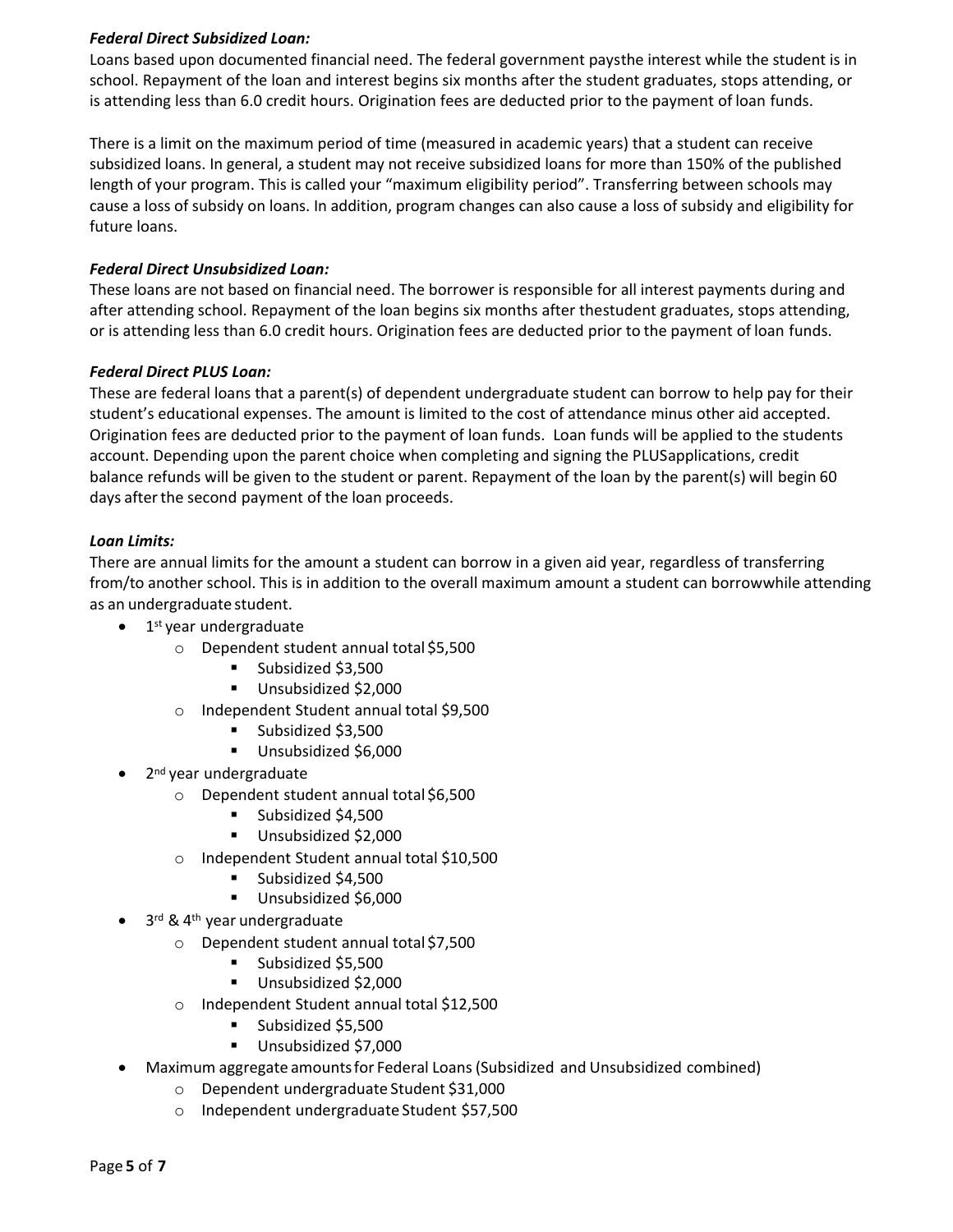***Federal Direct Subsidized Loan:***

Loans based upon documented financial need. The federal government paysthe interest while the student is in school. Repayment of the loan and interest begins six months after the student graduates, stops attending, or is attending less than 6.0 credit hours. Origination fees are deducted prior to the payment of loan funds.

There is a limit on the maximum period of time (measured in academic years) that a student can receive subsidized loans. In general, a student may not receive subsidized loans for more than 150% of the published length of your program. This is called your "maximum eligibility period". Transferring between schools may cause a loss of subsidy on loans. In addition, program changes can also cause a loss of subsidy and eligibility for future loans.

***Federal Direct Unsubsidized Loan:***

These loans are not based on financial need. The borrower is responsible for all interest payments during and after attending school. Repayment of the loan begins six months after thestudent graduates, stops attending, or is attending less than 6.0 credit hours. Origination fees are deducted prior to the payment of loan funds.

***Federal Direct PLUS Loan:***

These are federal loans that a parent(s) of dependent undergraduate student can borrow to help pay for their student's educational expenses. The amount is limited to the cost of attendance minus other aid accepted. Origination fees are deducted prior to the payment of loan funds. Loan funds will be applied to the students account. Depending upon the parent choice when completing and signing the PLUSapplications, credit balance refunds will be given to the student or parent. Repayment of the loan by the parent(s) will begin 60 days after the second payment of the loan proceeds.

***Loan Limits:***

There are annual limits for the amount a student can borrow in a given aid year, regardless of transferring from/to another school. This is in addition to the overall maximum amount a student can borrowwhile attending as an undergraduate student.

- 1st year undergraduate
  - Dependent student annual total $5,500
    - Subsidized $3,500
    - Unsubsidized $2,000
  - Independent Student annual total $9,500
    - Subsidized $3,500
    - Unsubsidized $6,000
- 2nd year undergraduate
  - Dependent student annual total $6,500
    - Subsidized $4,500
    - Unsubsidized $2,000
  - Independent Student annual total $10,500
    - Subsidized $4,500
    - Unsubsidized $6,000
- 3rd & 4th year undergraduate
  - Dependent student annual total $7,500
    - Subsidized $5,500
    - Unsubsidized $2,000
  - Independent Student annual total $12,500
    - Subsidized $5,500
    - Unsubsidized $7,000
- Maximum aggregate amounts for Federal Loans (Subsidized and Unsubsidized combined)
  - Dependent undergraduate Student $31,000
  - Independent undergraduate Student $57,500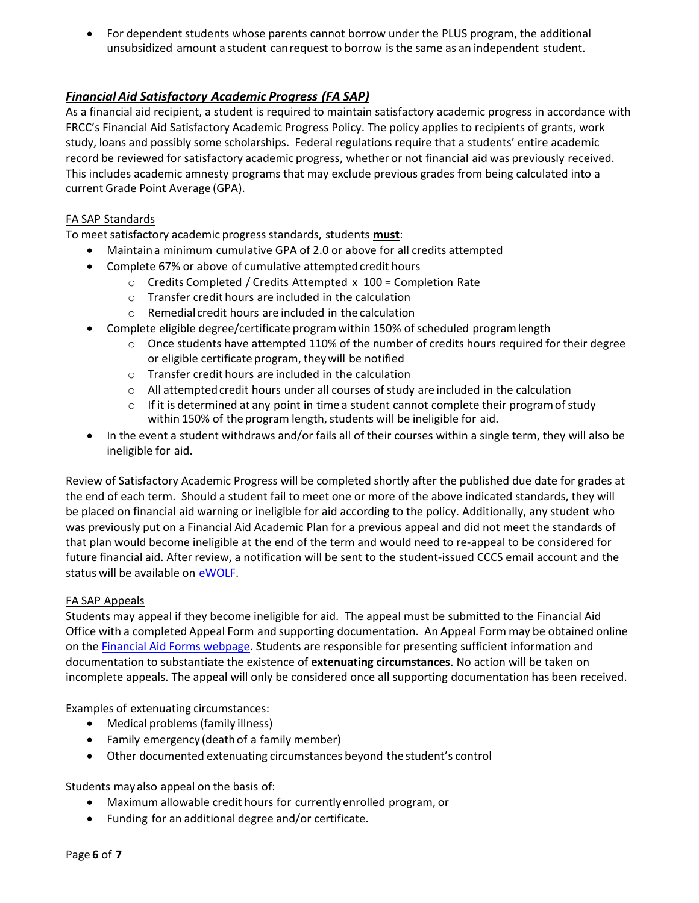- For dependent students whose parents cannot borrow under the PLUS program, the additional unsubsidized amount a student can request to borrow is the same as an independent student.

## ***Financial Aid Satisfactory Academic Progress (FA SAP)***

As a financial aid recipient, a student is required to maintain satisfactory academic progress in accordance with FRCC's Financial Aid Satisfactory Academic Progress Policy. The policy applies to recipients of grants, work study, loans and possibly some scholarships. Federal regulations require that a students' entire academic record be reviewed for satisfactory academic progress, whether or not financial aid was previously received. This includes academic amnesty programs that may exclude previous grades from being calculated into a current Grade Point Average (GPA).

### FA SAP Standards

To meet satisfactory academic progress standards, students **must**:

- Maintain a minimum cumulative GPA of 2.0 or above for all credits attempted
- Complete 67% or above of cumulative attempted credit hours
    - Credits Completed / Credits Attempted x 100 = Completion Rate
    - Transfer credit hours are included in the calculation
    - Remedial credit hours are included in the calculation
- Complete eligible degree/certificate program within 150% of scheduled program length
    - Once students have attempted 110% of the number of credits hours required for their degree or eligible certificate program, they will be notified
    - Transfer credit hours are included in the calculation
    - All attempted credit hours under all courses of study are included in the calculation
    - If it is determined at any point in time a student cannot complete their program of study within 150% of the program length, students will be ineligible for aid.
- In the event a student withdraws and/or fails all of their courses within a single term, they will also be ineligible for aid.

Review of Satisfactory Academic Progress will be completed shortly after the published due date for grades at the end of each term. Should a student fail to meet one or more of the above indicated standards, they will be placed on financial aid warning or ineligible for aid according to the policy. Additionally, any student who was previously put on a Financial Aid Academic Plan for a previous appeal and did not meet the standards of that plan would become ineligible at the end of the term and would need to re-appeal to be considered for future financial aid. After review, a notification will be sent to the student-issued CCCS email account and the status will be available on eWOLF.

### FA SAP Appeals

Students may appeal if they become ineligible for aid. The appeal must be submitted to the Financial Aid Office with a completed Appeal Form and supporting documentation. An Appeal Form may be obtained online on the Financial Aid Forms webpage. Students are responsible for presenting sufficient information and documentation to substantiate the existence of **extenuating circumstances**. No action will be taken on incomplete appeals. The appeal will only be considered once all supporting documentation has been received.

Examples of extenuating circumstances:

- Medical problems (family illness)
- Family emergency (death of a family member)
- Other documented extenuating circumstances beyond the student's control

Students may also appeal on the basis of:

- Maximum allowable credit hours for currently enrolled program, or
- Funding for an additional degree and/or certificate.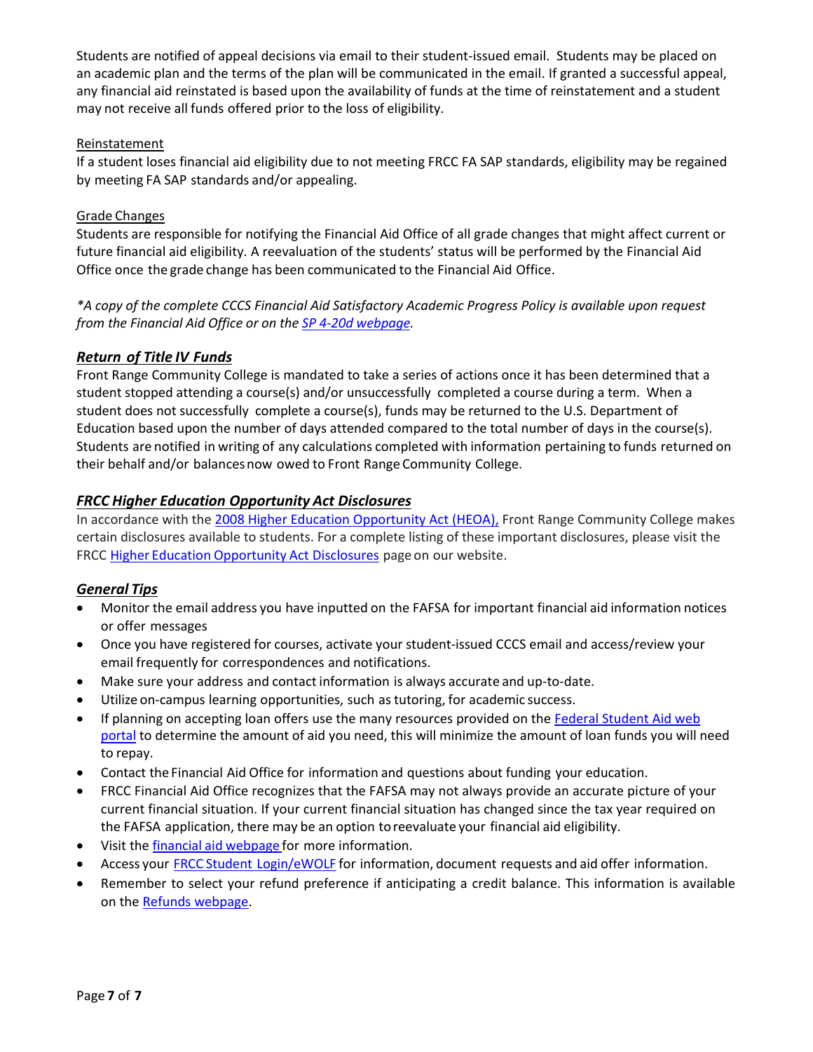Students are notified of appeal decisions via email to their student-issued email. Students may be placed on an academic plan and the terms of the plan will be communicated in the email. If granted a successful appeal, any financial aid reinstated is based upon the availability of funds at the time of reinstatement and a student may not receive all funds offered prior to the loss of eligibility.

Reinstatement

If a student loses financial aid eligibility due to not meeting FRCC FA SAP standards, eligibility may be regained by meeting FA SAP standards and/or appealing.

Grade Changes

Students are responsible for notifying the Financial Aid Office of all grade changes that might affect current or future financial aid eligibility. A reevaluation of the students' status will be performed by the Financial Aid Office once the grade change has been communicated to the Financial Aid Office.

*\*A copy of the complete CCCS Financial Aid Satisfactory Academic Progress Policy is available upon request from the Financial Aid Office or on the SP 4-20d webpage.*

## ***Return of Title IV Funds***

Front Range Community College is mandated to take a series of actions once it has been determined that a student stopped attending a course(s) and/or unsuccessfully completed a course during a term. When a student does not successfully complete a course(s), funds may be returned to the U.S. Department of Education based upon the number of days attended compared to the total number of days in the course(s). Students are notified in writing of any calculations completed with information pertaining to funds returned on their behalf and/or balances now owed to Front Range Community College.

## ***FRCC Higher Education Opportunity Act Disclosures***

In accordance with the 2008 Higher Education Opportunity Act (HEOA), Front Range Community College makes certain disclosures available to students. For a complete listing of these important disclosures, please visit the FRCC Higher Education Opportunity Act Disclosures page on our website.

## ***General Tips***

- Monitor the email address you have inputted on the FAFSA for important financial aid information notices or offer messages
- Once you have registered for courses, activate your student-issued CCCS email and access/review your email frequently for correspondences and notifications.
- Make sure your address and contact information is always accurate and up-to-date.
- Utilize on-campus learning opportunities, such as tutoring, for academic success.
- If planning on accepting loan offers use the many resources provided on the Federal Student Aid web portal to determine the amount of aid you need, this will minimize the amount of loan funds you will need to repay.
- Contact the Financial Aid Office for information and questions about funding your education.
- FRCC Financial Aid Office recognizes that the FAFSA may not always provide an accurate picture of your current financial situation. If your current financial situation has changed since the tax year required on the FAFSA application, there may be an option to reevaluate your financial aid eligibility.
- Visit the financial aid webpage for more information.
- Access your FRCC Student Login/eWOLF for information, document requests and aid offer information.
- Remember to select your refund preference if anticipating a credit balance. This information is available on the Refunds webpage.